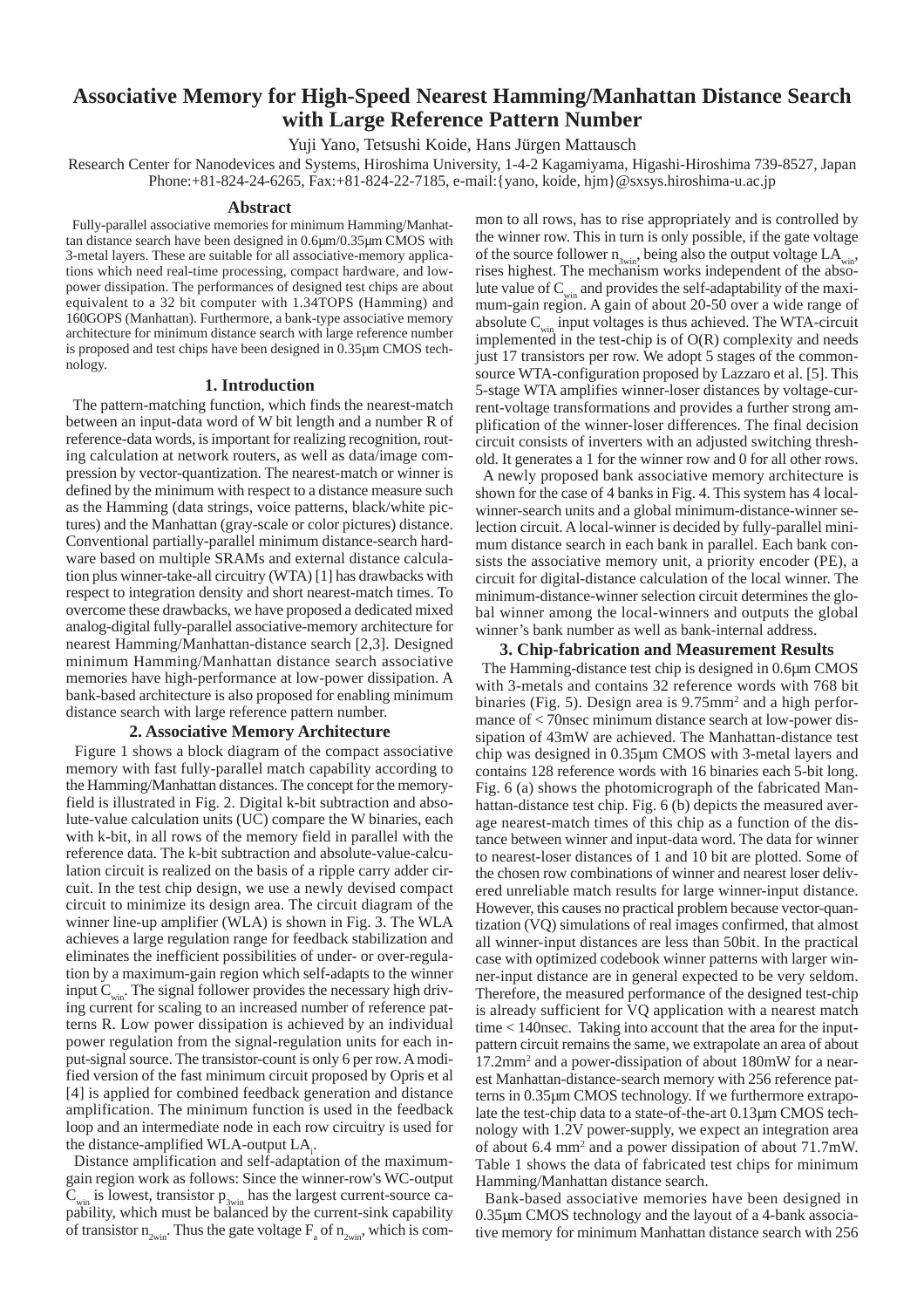# Associative Memory for High-Speed Nearest Hamming/Manhattan Distance Search with Large Reference Pattern Number

Yuji Yano, Tetsushi Koide, Hans Jürgen Mattausch

Research Center for Nanodevices and Systems, Hiroshima University, 1-4-2 Kagamiyama, Higashi-Hiroshima 739-8527, Japan
Phone:+81-824-24-6265, Fax:+81-824-22-7185, e-mail:{yano, koide, hjm}@sxsys.hiroshima-u.ac.jp

## Abstract

Fully-parallel associative memories for minimum Hamming/Manhattan distance search have been designed in 0.6μm/0.35μm CMOS with 3-metal layers. These are suitable for all associative-memory applications which need real-time processing, compact hardware, and low-power dissipation. The performances of designed test chips are about equivalent to a 32 bit computer with 1.34TOPS (Hamming) and 160GOPS (Manhattan). Furthermore, a bank-type associative memory architecture for minimum distance search with large reference number is proposed and test chips have been designed in 0.35μm CMOS technology.

## 1. Introduction

The pattern-matching function, which finds the nearest-match between an input-data word of W bit length and a number R of reference-data words, is important for realizing recognition, routing calculation at network routers, as well as data/image compression by vector-quantization. The nearest-match or winner is defined by the minimum with respect to a distance measure such as the Hamming (data strings, voice patterns, black/white pictures) and the Manhattan (gray-scale or color pictures) distance. Conventional partially-parallel minimum distance-search hardware based on multiple SRAMs and external distance calculation plus winner-take-all circuitry (WTA) [1] has drawbacks with respect to integration density and short nearest-match times. To overcome these drawbacks, we have proposed a dedicated mixed analog-digital fully-parallel associative-memory architecture for nearest Hamming/Manhattan-distance search [2,3]. Designed minimum Hamming/Manhattan distance search associative memories have high-performance at low-power dissipation. A bank-based architecture is also proposed for enabling minimum distance search with large reference pattern number.

## 2. Associative Memory Architecture

Figure 1 shows a block diagram of the compact associative memory with fast fully-parallel match capability according to the Hamming/Manhattan distances. The concept for the memory-field is illustrated in Fig. 2. Digital k-bit subtraction and absolute-value calculation units (UC) compare the W binaries, each with k-bit, in all rows of the memory field in parallel with the reference data. The k-bit subtraction and absolute-value-calculation circuit is realized on the basis of a ripple carry adder circuit. In the test chip design, we use a newly devised compact circuit to minimize its design area. The circuit diagram of the winner line-up amplifier (WLA) is shown in Fig. 3. The WLA achieves a large regulation range for feedback stabilization and eliminates the inefficient possibilities of under- or over-regulation by a maximum-gain region which self-adapts to the winner input $C_{win}$. The signal follower provides the necessary high driving current for scaling to an increased number of reference patterns R. Low power dissipation is achieved by an individual power regulation from the signal-regulation units for each input-signal source. The transistor-count is only 6 per row. A modified version of the fast minimum circuit proposed by Opris et al [4] is applied for combined feedback generation and distance amplification. The minimum function is used in the feedback loop and an intermediate node in each row circuitry is used for the distance-amplified WLA-output $LA_i$.

Distance amplification and self-adaptation of the maximum-gain region work as follows: Since the winner-row's WC-output $C_{win}$ is lowest, transistor $p_{3win}$ has the largest current-source capability, which must be balanced by the current-sink capability of transistor $n_{2win}$. Thus the gate voltage $F_a$ of $n_{2win}$, which is common to all rows, has to rise appropriately and is controlled by the winner row. This in turn is only possible, if the gate voltage of the source follower $n_{3win}$, being also the output voltage $LA_{win}$, rises highest. The mechanism works independent of the absolute value of $C_{win}$ and provides the self-adaptability of the maximum-gain region. A gain of about 20-50 over a wide range of absolute $C_{win}$ input voltages is thus achieved. The WTA-circuit implemented in the test-chip is of O(R) complexity and needs just 17 transistors per row. We adopt 5 stages of the common-source WTA-configuration proposed by Lazzaro et al. [5]. This 5-stage WTA amplifies winner-loser distances by voltage-current-voltage transformations and provides a further strong amplification of the winner-loser differences. The final decision circuit consists of inverters with an adjusted switching threshold. It generates a 1 for the winner row and 0 for all other rows.

A newly proposed bank associative memory architecture is shown for the case of 4 banks in Fig. 4. This system has 4 local-winner-search units and a global minimum-distance-winner selection circuit. A local-winner is decided by fully-parallel minimum distance search in each bank in parallel. Each bank consists the associative memory unit, a priority encoder (PE), a circuit for digital-distance calculation of the local winner. The minimum-distance-winner selection circuit determines the global winner among the local-winners and outputs the global winner's bank number as well as bank-internal address.

## 3. Chip-fabrication and Measurement Results

The Hamming-distance test chip is designed in 0.6μm CMOS with 3-metals and contains 32 reference words with 768 bit binaries (Fig. 5). Design area is 9.75mm$^2$ and a high performance of < 70nsec minimum distance search at low-power dissipation of 43mW are achieved. The Manhattan-distance test chip was designed in 0.35μm CMOS with 3-metal layers and contains 128 reference words with 16 binaries each 5-bit long. Fig. 6 (a) shows the photomicrograph of the fabricated Manhattan-distance test chip. Fig. 6 (b) depicts the measured average nearest-match times of this chip as a function of the distance between winner and input-data word. The data for winner to nearest-loser distances of 1 and 10 bit are plotted. Some of the chosen row combinations of winner and nearest loser delivered unreliable match results for large winner-input distance. However, this causes no practical problem because vector-quantization (VQ) simulations of real images confirmed, that almost all winner-input distances are less than 50bit. In the practical case with optimized codebook winner patterns with larger winner-input distance are in general expected to be very seldom. Therefore, the measured performance of the designed test-chip is already sufficient for VQ application with a nearest match time < 140nsec. Taking into account that the area for the input-pattern circuit remains the same, we extrapolate an area of about 17.2mm$^2$ and a power-dissipation of about 180mW for a nearest Manhattan-distance-search memory with 256 reference patterns in 0.35μm CMOS technology. If we furthermore extrapolate the test-chip data to a state-of-the-art 0.13μm CMOS technology with 1.2V power-supply, we expect an integration area of about 6.4 mm$^2$ and a power dissipation of about 71.7mW. Table 1 shows the data of fabricated test chips for minimum Hamming/Manhattan distance search.

Bank-based associative memories have been designed in 0.35μm CMOS technology and the layout of a 4-bank associative memory for minimum Manhattan distance search with 256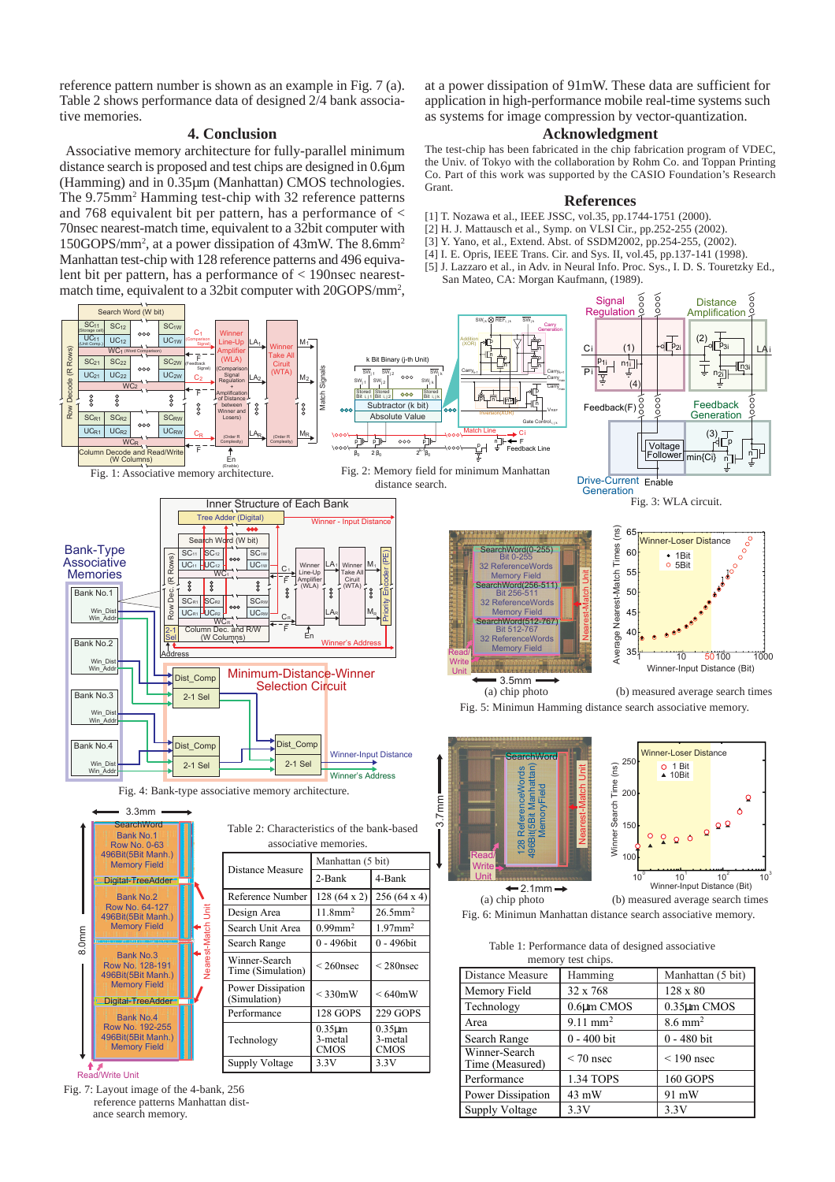reference pattern number is shown as an example in Fig. 7 (a). Table 2 shows performance data of designed 2/4 bank associative memories.

## 4. Conclusion

Associative memory architecture for fully-parallel minimum distance search is proposed and test chips are designed in 0.6µm (Hamming) and in 0.35µm (Manhattan) CMOS technologies. The 9.75mm$^2$ Hamming test-chip with 32 reference patterns and 768 equivalent bit per pattern, has a performance of < 70nsec nearest-match time, equivalent to a 32bit computer with 150GOPS/mm$^2$, at a power dissipation of 43mW. The 8.6mm$^2$ Manhattan test-chip with 128 reference patterns and 496 equivalent bit per pattern, has a performance of < 190nsec nearest-match time, equivalent to a 32bit computer with 20GOPS/mm$^2$, at a power dissipation of 91mW. These data are sufficient for application in high-performance mobile real-time systems such as systems for image compression by vector-quantization.

## Acknowledgment

The test-chip has been fabricated in the chip fabrication program of VDEC, the Univ. of Tokyo with the collaboration by Rohm Co. and Toppan Printing Co. Part of this work was supported by the CASIO Foundation's Research Grant.

## References

[1] T. Nozawa et al., IEEE JSSC, vol.35, pp.1744-1751 (2000).
[2] H. J. Mattausch et al., Symp. on VLSI Cir., pp.252-255 (2002).
[3] Y. Yano, et al., Extend. Abst. of SSDM2002, pp.254-255, (2002).
[4] I. E. Opris, IEEE Trans. Cir. and Sys. II, vol.45, pp.137-141 (1998).
[5] J. Lazzaro et al., in Adv. in Neural Info. Proc. Sys., I. D. S. Touretzky Ed., San Mateo, CA: Morgan Kaufmann, (1989).

Fig. 1: Associative memory architecture.

Fig. 2: Memory field for minimum Manhattan distance search.

Fig. 3: WLA circuit.

Fig. 4: Bank-type associative memory architecture.

Fig. 5: Minimun Hamming distance search associative memory. (a) chip photo (b) measured average search times

Fig. 6: Minimun Manhattan distance search associative memory. (a) chip photo (b) measured average search times

Fig. 7: Layout image of the 4-bank, 256 reference patterns Manhattan distance search memory.

Table 2: Characteristics of the bank-based associative memories.

| | | |
|---|---|---|
| Distance Measure | Manhattan (5 bit) | |
| | 2-Bank | 4-Bank |
| Reference Number | 128 (64 x 2) | 256 (64 x 4) |
| Design Area | 11.8mm$^2$ | 26.5mm$^2$ |
| Search Unit Area | 0.99mm$^2$ | 1.97mm$^2$ |
| Search Range | 0 - 496bit | 0 - 496bit |
| Winner-Search Time (Simulation) | < 260nsec | < 280nsec |
| Power Dissipation (Simulation) | < 330mW | < 640mW |
| Performance | 128 GOPS | 229 GOPS |
| Technology | 0.35µm 3-metal CMOS | 0.35µm 3-metal CMOS |
| Supply Voltage | 3.3V | 3.3V |

Table 1: Performance data of designed associative memory test chips.

| Distance Measure | Hamming | Manhattan (5 bit) |
|---|---|---|
| Memory Field | 32 x 768 | 128 x 80 |
| Technology | 0.6µm CMOS | 0.35µm CMOS |
| Area | 9.11 mm$^2$ | 8.6 mm$^2$ |
| Search Range | 0 - 400 bit | 0 - 480 bit |
| Winner-Search Time (Measured) | < 70 nsec | < 190 nsec |
| Performance | 1.34 TOPS | 160 GOPS |
| Power Dissipation | 43 mW | 91 mW |
| Supply Voltage | 3.3V | 3.3V |